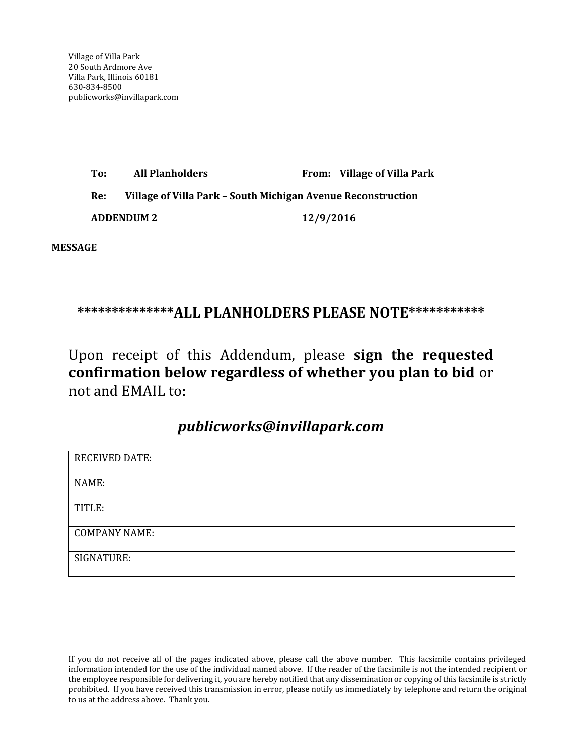Village of Villa Park
20 South Ardmore Ave
Villa Park, Illinois 60181
630-834-8500
publicworks@invillapark.com

| **To:** **All Planholders** | **From:** **Village of Villa Park** |
|---|---|
| **Re:** **Village of Villa Park – South Michigan Avenue Reconstruction** | |
| **ADDENDUM 2** | **12/9/2016** |

**MESSAGE**

## **************ALL PLANHOLDERS PLEASE NOTE***********

Upon receipt of this Addendum, please **sign the requested confirmation below regardless of whether you plan to bid** or not and EMAIL to:

***publicworks@invillapark.com***

| RECEIVED DATE: |
|---|
| NAME: |
| TITLE: |
| COMPANY NAME: |
| SIGNATURE: |

If you do not receive all of the pages indicated above, please call the above number. This facsimile contains privileged information intended for the use of the individual named above. If the reader of the facsimile is not the intended recipient or the employee responsible for delivering it, you are hereby notified that any dissemination or copying of this facsimile is strictly prohibited. If you have received this transmission in error, please notify us immediately by telephone and return the original to us at the address above. Thank you.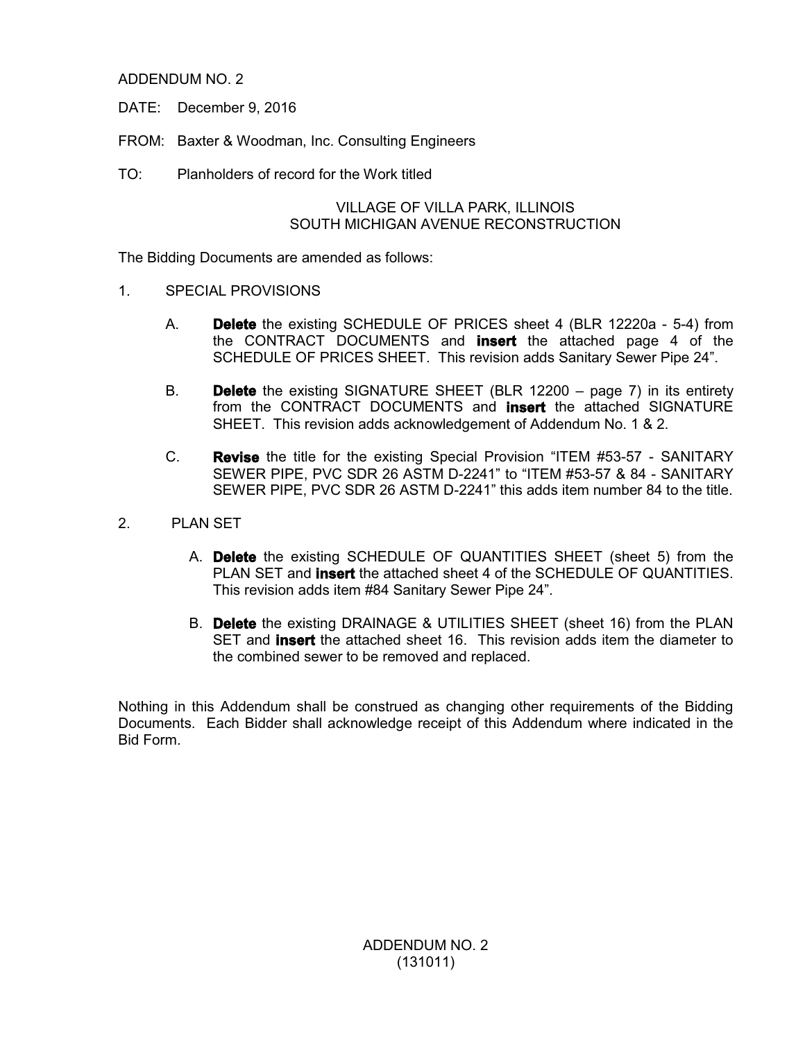ADDENDUM NO. 2

DATE: December 9, 2016

FROM: Baxter & Woodman, Inc. Consulting Engineers

TO: Planholders of record for the Work titled

VILLAGE OF VILLA PARK, ILLINOIS
SOUTH MICHIGAN AVENUE RECONSTRUCTION

The Bidding Documents are amended as follows:

1. SPECIAL PROVISIONS

   A. **Delete** the existing SCHEDULE OF PRICES sheet 4 (BLR 12220a - 5-4) from the CONTRACT DOCUMENTS and **insert** the attached page 4 of the SCHEDULE OF PRICES SHEET. This revision adds Sanitary Sewer Pipe 24".

   B. **Delete** the existing SIGNATURE SHEET (BLR 12200 – page 7) in its entirety from the CONTRACT DOCUMENTS and **insert** the attached SIGNATURE SHEET. This revision adds acknowledgement of Addendum No. 1 & 2.

   C. **Revise** the title for the existing Special Provision "ITEM #53-57 - SANITARY SEWER PIPE, PVC SDR 26 ASTM D-2241" to "ITEM #53-57 & 84 - SANITARY SEWER PIPE, PVC SDR 26 ASTM D-2241" this adds item number 84 to the title.

2. PLAN SET

   A. **Delete** the existing SCHEDULE OF QUANTITIES SHEET (sheet 5) from the PLAN SET and **insert** the attached sheet 4 of the SCHEDULE OF QUANTITIES. This revision adds item #84 Sanitary Sewer Pipe 24".

   B. **Delete** the existing DRAINAGE & UTILITIES SHEET (sheet 16) from the PLAN SET and **insert** the attached sheet 16. This revision adds item the diameter to the combined sewer to be removed and replaced.

Nothing in this Addendum shall be construed as changing other requirements of the Bidding Documents. Each Bidder shall acknowledge receipt of this Addendum where indicated in the Bid Form.

ADDENDUM NO. 2
(131011)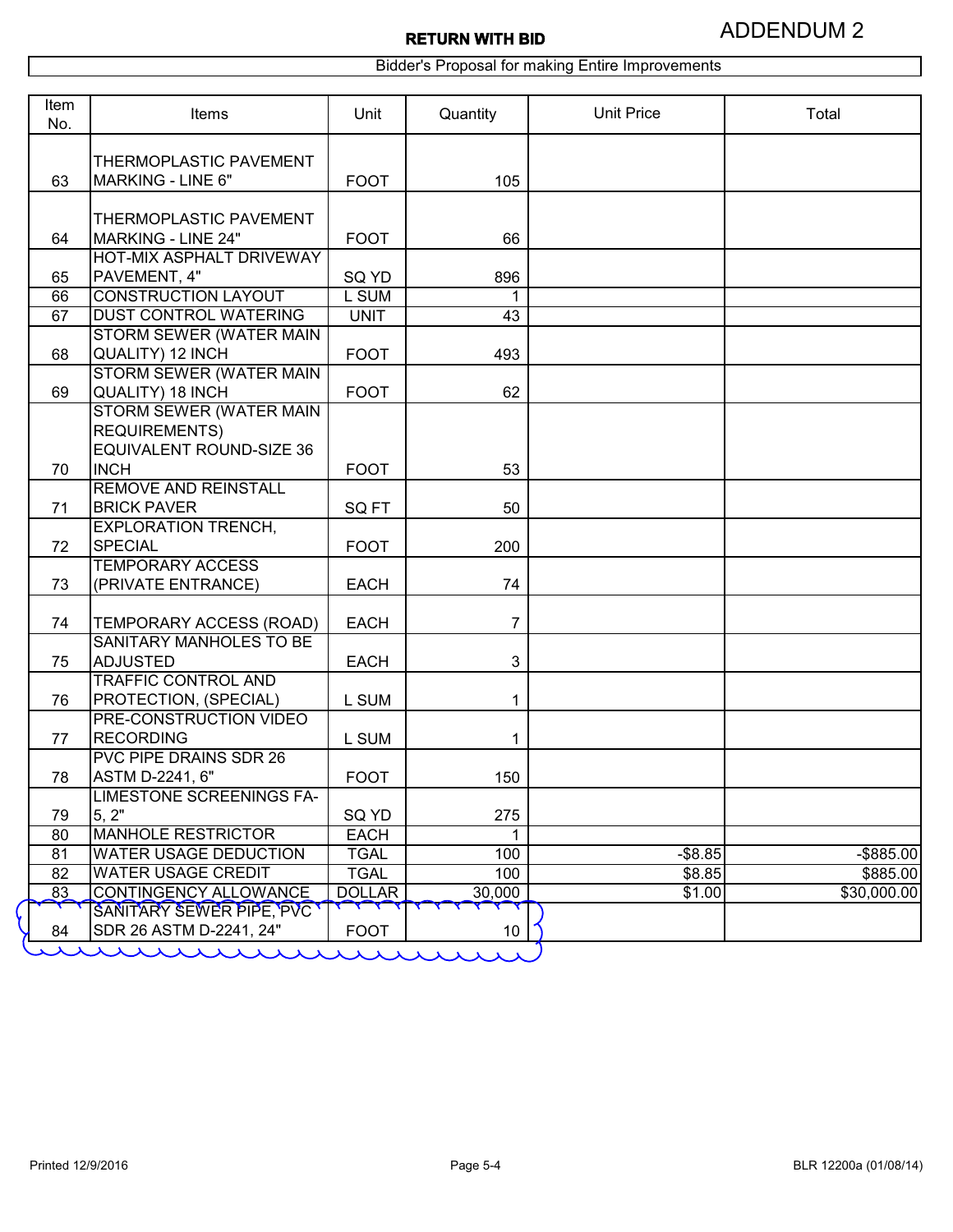**RETURN WITH BID**

ADDENDUM 2

Bidder's Proposal for making Entire Improvements

| Item No. | Items | Unit | Quantity | Unit Price | Total |
|---|---|---|---|---|---|
| 63 | THERMOPLASTIC PAVEMENT MARKING - LINE 6" | FOOT | 105 | | |
| 64 | THERMOPLASTIC PAVEMENT MARKING - LINE 24" | FOOT | 66 | | |
| 65 | HOT-MIX ASPHALT DRIVEWAY PAVEMENT, 4" | SQ YD | 896 | | |
| 66 | CONSTRUCTION LAYOUT | L SUM | 1 | | |
| 67 | DUST CONTROL WATERING | UNIT | 43 | | |
| 68 | STORM SEWER (WATER MAIN QUALITY) 12 INCH | FOOT | 493 | | |
| 69 | STORM SEWER (WATER MAIN QUALITY) 18 INCH | FOOT | 62 | | |
| 70 | STORM SEWER (WATER MAIN REQUIREMENTS) EQUIVALENT ROUND-SIZE 36 INCH | FOOT | 53 | | |
| 71 | REMOVE AND REINSTALL BRICK PAVER | SQ FT | 50 | | |
| 72 | EXPLORATION TRENCH, SPECIAL | FOOT | 200 | | |
| 73 | TEMPORARY ACCESS (PRIVATE ENTRANCE) | EACH | 74 | | |
| 74 | TEMPORARY ACCESS (ROAD) | EACH | 7 | | |
| 75 | SANITARY MANHOLES TO BE ADJUSTED | EACH | 3 | | |
| 76 | TRAFFIC CONTROL AND PROTECTION, (SPECIAL) | L SUM | 1 | | |
| 77 | PRE-CONSTRUCTION VIDEO RECORDING | L SUM | 1 | | |
| 78 | PVC PIPE DRAINS SDR 26 ASTM D-2241, 6" | FOOT | 150 | | |
| 79 | LIMESTONE SCREENINGS FA-5, 2" | SQ YD | 275 | | |
| 80 | MANHOLE RESTRICTOR | EACH | 1 | | |
| 81 | WATER USAGE DEDUCTION | TGAL | 100 | -$8.85 | -$885.00 |
| 82 | WATER USAGE CREDIT | TGAL | 100 | $8.85 | $885.00 |
| 83 | CONTINGENCY ALLOWANCE | DOLLAR | 30,000 | $1.00 | $30,000.00 |
| 84 | SANITARY SEWER PIPE, PVC SDR 26 ASTM D-2241, 24" | FOOT | 10 | | |

Printed 12/9/2016

BLR 12200a (01/08/14)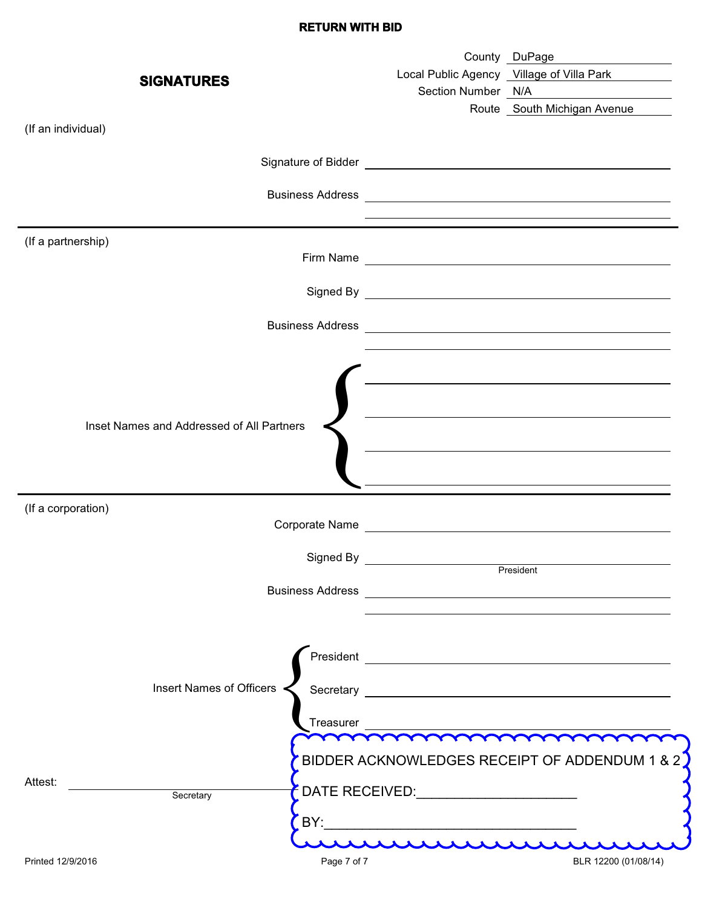**RETURN WITH BID**

## SIGNATURES

| | |
|---|---|
| County | DuPage |
| Local Public Agency | Village of Villa Park |
| Section Number | N/A |
| Route | South Michigan Avenue |

(If an individual)

Signature of Bidder ______________________________

Business Address ______________________________

______________________________

---

(If a partnership)

Firm Name ______________________________

Signed By ______________________________

Business Address ______________________________

______________________________

Inset Names and Addressed of All Partners

______________________________

______________________________

______________________________

______________________________

---

(If a corporation)

Corporate Name ______________________________

Signed By ______________________________
President

Business Address ______________________________

______________________________

Insert Names of Officers

President ______________________________

Secretary ______________________________

Treasurer ______________________________

Attest: ______________________________
Secretary

BIDDER ACKNOWLEDGES RECEIPT OF ADDENDUM 1 & 2

DATE RECEIVED:____________________

BY:________________________________

Printed 12/9/2016 BLR 12200 (01/08/14)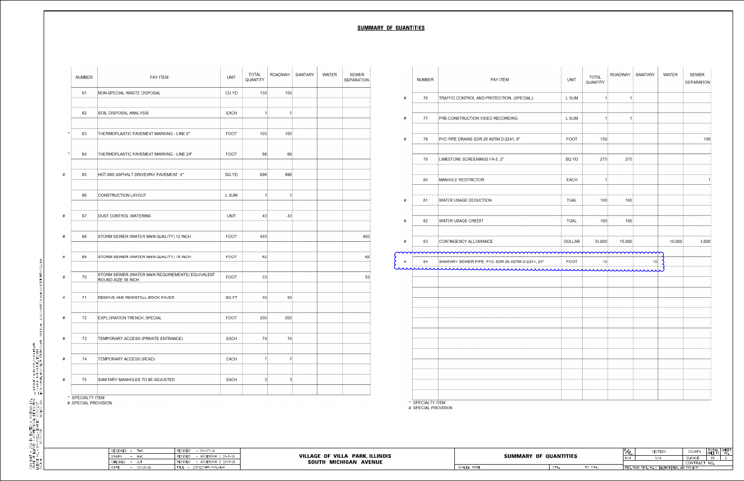## SUMMARY OF QUANTITIES

| | NUMBER | PAY ITEM | UNIT | TOTAL QUANTITY | ROADWAY | SANITARY | WATER | SEWER SEPARATION |
|---|---|---|---|---|---|---|---|---|
| | 61 | NON-SPECIAL WASTE DISPOSAL | CU YD | 150 | 150 | | | |
| | 62 | SOIL DISPOSAL ANALYSIS | EACH | 1 | 1 | | | |
| * | 63 | THERMOPLASTIC PAVEMENT MARKING - LINE 6" | FOOT | 105 | 105 | | | |
| * | 64 | THERMOPLASTIC PAVEMENT MARKING - LINE 24" | FOOT | 66 | 66 | | | |
| # | 65 | HOT-MIX ASPHALT DRIVEWAY PAVEMENT, 4" | SQ YD | 896 | 896 | | | |
| | 66 | CONSTRUCTION LAYOUT | L SUM | 1 | 1 | | | |
| # | 67 | DUST CONTROL WATERING | UNIT | 43 | 43 | | | |
| # | 68 | STORM SEWER (WATER MAIN QUALITY) 12 INCH | FOOT | 493 | | | | 493 |
| # | 69 | STORM SEWER (WATER MAIN QUALITY) 18 INCH | FOOT | 62 | | | | 62 |
| # | 70 | STORM SEWER (WATER MAIN REQUIREMENTS) EQUIVALENT ROUND-SIZE 36 INCH | FOOT | 53 | | | | 53 |
| # | 71 | REMOVE AND REINSTALL BRICK PAVER | SQ FT | 50 | 50 | | | |
| # | 72 | EXPLORATION TRENCH, SPECIAL | FOOT | 200 | 200 | | | |
| # | 73 | TEMPORARY ACCESS (PRIVATE ENTRANCE) | EACH | 74 | 74 | | | |
| # | 74 | TEMPORARY ACCESS (ROAD) | EACH | 7 | 7 | | | |
| # | 75 | SANITARY MANHOLES TO BE ADJUSTED | EACH | 3 | 3 | | | |

\* SPECIALTY ITEM
\# SPECIAL PROVISION

| | NUMBER | PAY ITEM | UNIT | TOTAL QUANTITY | ROADWAY | SANITARY | WATER | SEWER SEPARATION |
|---|---|---|---|---|---|---|---|---|
| # | 76 | TRAFFIC CONTROL AND PROTECTION, (SPECIAL) | L SUM | 1 | 1 | | | |
| # | 77 | PRE-CONSTRUCTION VIDEO RECORDING | L SUM | 1 | 1 | | | |
| # | 78 | PVC PIPE DRAINS SDR 26 ASTM D-2241, 6" | FOOT | 150 | | | | 150 |
| | 79 | LIMESTONE SCREENINGS FA-5, 2" | SQ YD | 275 | 275 | | | |
| | 80 | MANHOLE RESTRICTOR | EACH | 1 | | | | 1 |
| # | 81 | WATER USAGE DEDUCTION | TGAL | 100 | 100 | | | |
| # | 82 | WATER USAGE CREDIT | TGAL | 100 | 100 | | | |
| # | 83 | CONTINGENCY ALLOWANCE | DOLLAR | 30,000 | 15,000 | | 10,000 | 5,000 |
| # | 84 | SANITARY SEWER PIPE, PVC SDR 26 ASTM D-2241, 24" | FOOT | 10 | | 10 | | |

\* SPECIALTY ITEM
\# SPECIAL PROVISION

| | | | |
|---|---|---|---|
| DESIGNED - TMS | REVISED - 04-07-16 | | |
| DRAWN - MAC | REVISED - ADDENDUM 1 12-5-16 | VILLAGE OF VILLA PARK, ILLINOIS | SUMMARY OF QUANTITIES |
| CHECKED - JJF | REVISED - ADDENDUM 2 12-9-16 | SOUTH MICHIGAN AVENUE | |
| DATE - 10-18-16 | FILE - 131011SHT-SOQ.dgn | | SCALE: NONE STA. TO STA. |

| F.A. RTE. | SECTION | COUNTY | TOTAL SHEETS | SHEET NO. |
|---|---|---|---|---|
| N/A | N/A | DUPAGE | 39 | 5 |
| | | CONTRACT NO. | | |
| FED. ROAD DIST. NO. 1 | ILLINOIS | FED. AID PROJECT | | |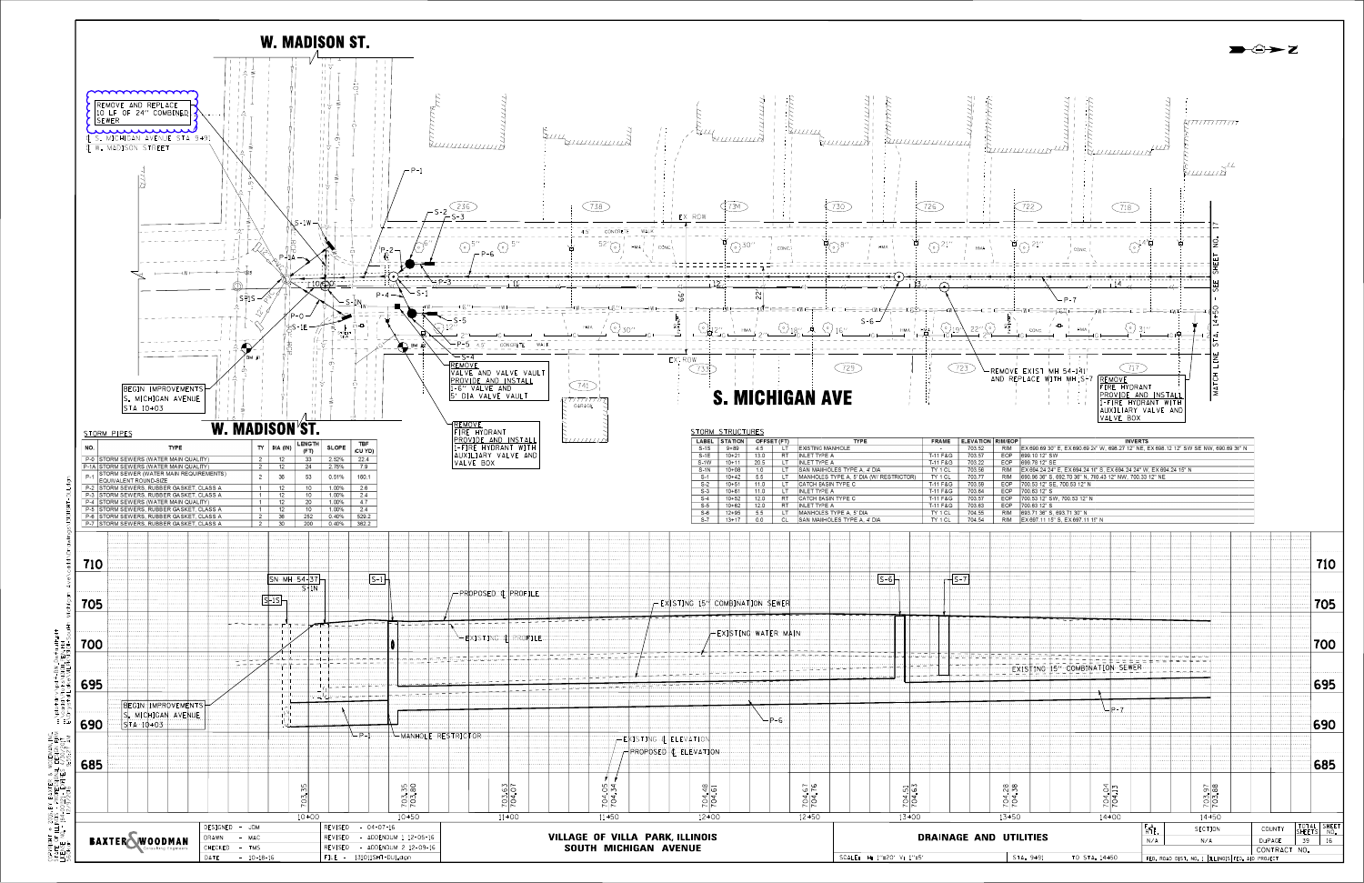# W. MADISON ST.

REMOVE AND REPLACE 10 LF OF 24" COMBINED SEWER

℄ S. MICHIGAN AVENUE STA 9+91
℄ W. MADISON STREET

BEGIN IMPROVEMENTS S. MICHIGAN AVENUE STA 10+03

REMOVE VALVE AND VALVE VAULT PROVIDE AND INSTALL 1-6" VALVE AND 5' DIA VALVE VAULT

REMOVE FIRE HYDRANT PROVIDE AND INSTALL 1-FIRE HYDRANT WITH AUXILIARY VALVE AND VALVE BOX

REMOVE EXIST MH 54-141 AND REPLACE WITH MH S-7

REMOVE FIRE HYDRANT PROVIDE AND INSTALL 1-FIRE HYDRANT WITH AUXILIARY VALVE AND VALVE BOX

MATCH LINE STA 14+50 - SEE SHEET NO. 17

# S. MICHIGAN AVE

## STORM PIPES

| NO. | TYPE | TY | DIA (IN) | LENGTH (FT) | SLOPE | TBF CU YD |
|---|---|---|---|---|---|---|
| P-0 | STORM SEWERS (WATER MAIN QUALITY) | 2 | 12 | 33 | 2.52% | 22.4 |
| P-1A | STORM SEWERS (WATER MAIN QUALITY) | 2 | 12 | 24 | 2.75% | 7.9 |
| P-1 | STORM SEWER (WATER MAIN REQUIREMENTS) EQUIVALENT ROUND-SIZE | 2 | 30 | 53 | 0.51% | 160.1 |
| P-2 | STORM SEWERS, RUBBER GASKET, CLASS A | 1 | 12 | 10 | 1.00% | 2.6 |
| P-3 | STORM SEWERS, RUBBER GASKET, CLASS A | 1 | 12 | 10 | 1.00% | 2.4 |
| P-4 | STORM SEWERS (WATER MAIN QUALITY) | 1 | 12 | 20 | 1.00% | 4.7 |
| P-5 | STORM SEWERS, RUBBER GASKET, CLASS A | 1 | 12 | 10 | 1.00% | 2.4 |
| P-6 | STORM SEWERS, RUBBER GASKET, CLASS A | 2 | 36 | 252 | 0.40% | 529.2 |
| P-7 | STORM SEWERS, RUBBER GASKET, CLASS A | 2 | 30 | 200 | 0.40% | 362.2 |

## STORM STRUCTURES

| LABEL | STATION | OFFSET (FT) | | TYPE | FRAME | ELEVATION | RIM/EOP | INVERTS |
|---|---|---|---|---|---|---|---|---|
| S-1S | 9+89 | 4.5 | LT | EXISTING MANHOLE | | 703.52 | RIM | EX.690.69 30" E, EX.690.69 24" W, 698.27 12" NE, EX.698.12 12" SW SE NW, 690.69 36" N |
| S-1E | 10+21 | 13.0 | RT | INLET TYPE A | T-11 F&G | 703.57 | EOP | 699.10 12" SW |
| S-1W | 10+11 | 20.5 | LT | INLET TYPE A | T-11 F&G | 703.22 | EOP | 699.78 12" SE |
| S-1N | 10+08 | 1.0 | LT | SAN MANHOLES TYPE A, 4' DIA | TY 1 CL | 703.56 | RIM | EX.694.24 24" E, EX.694.24 11" S, EX.694.24 24" W, EX.694.24 15" N |
| S-1 | 10+42 | 5.5 | LT | MANHOLES TYPE A, 5' DIA (W/ RESTRICTOR) | TY 1 CL | 703.77 | RIM | 690.96 36" S, 692.70 30" N, 700.43 12" NW, 700.33 12" NE |
| S-2 | 10+51 | 11.0 | LT | CATCH BASIN TYPE C | T-11 F&G | 703.58 | EOP | 700.53 12" SE, 700.53 12" N |
| S-3 | 10+61 | 11.0 | LT | INLET TYPE A | T-11 F&G | 703.64 | EOP | 700.63 12" S |
| S-4 | 10+52 | 12.0 | RT | CATCH BASIN TYPE C | T-11 F&G | 703.57 | EOP | 700.53 12" SW, 700.53 12" N |
| S-5 | 10+62 | 12.0 | RT | INLET TYPE A | T-11 F&G | 703.63 | EOP | 700.63 12" S |
| S-6 | 12+95 | 5.5 | LT | MANHOLES TYPE A, 5' DIA | TY 1 CL | 704.55 | RIM | 693.71 36" S, 693.71 30" N |
| S-7 | 13+17 | 0.0 | CL | SAN MANHOLES TYPE A, 4' DIA | TY 1 CL | 704.54 | RIM | EX.697.11 15" S, EX.697.11 15" N |

SN MH 54-37
S-1N
S-1S
S-1
S-6
S-7
PROPOSED ℄ PROFILE
EXISTING 15" COMBINATION SEWER
EXISTING ℄ PROFILE
EXISTING WATER MAIN
EXISTING 15" COMBINATION SEWER
BEGIN IMPROVEMENTS S. MICHIGAN AVENUE STA 10+03
P-1
MANHOLE RESTRICTOR
P-6
P-7
EXISTING ℄ ELEVATION
PROPOSED ℄ ELEVATION

710
705
700
695
690
685

703.35
703.35 703.80
703.63 704.07
704.05 704.34
704.48 704.61
704.57 704.76
704.61 704.63
704.28 704.38
704.04 704.13
703.97 703.88

10+00
10+50
11+00
11+50
12+00
12+50
13+00
13+50
14+00
14+50

BAXTER & WOODMAN Consulting Engineers

| | | | |
|---|---|---|---|
| DESIGNED - JDM | REVISED - 04-07-16 | | |
| DRAWN - MAC | REVISED - ADDENDUM 1 12-05-16 | | |
| CHECKED - TMS | REVISED - ADDENDUM 2 12-09-16 | | |
| DATE - 10-18-16 | FILE - 131013SHT-DU1.dgn | | |

**VILLAGE OF VILLA PARK, ILLINOIS**
**SOUTH MICHIGAN AVENUE**

**DRAINAGE AND UTILITIES**

SCALE: H: 1"=20' V: 1"=5' | STA. 9+91 TO STA. 14+50

| F.A. RTE. | SECTION | COUNTY | TOTAL SHEETS | SHEET NO. |
|---|---|---|---|---|
| N/A | N/A | DuPAGE | 39 | 16 |

CONTRACT NO.

FED. ROAD DIST. NO. 1 | ILLINOIS | FED. AID PROJECT